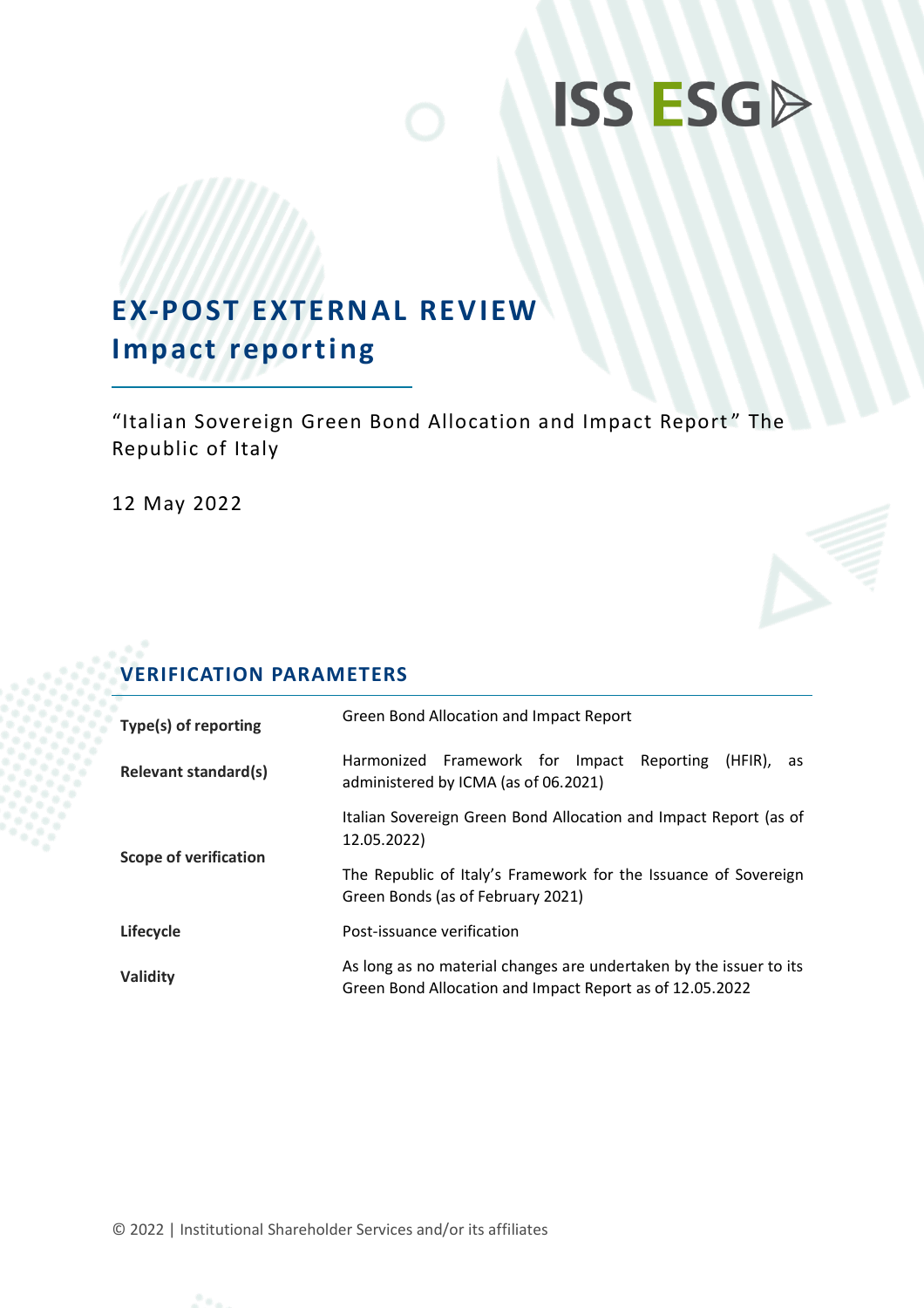ISS ESG

# EX-POST EXTERNAL REVIEW
## Impact reporting

"Italian Sovereign Green Bond Allocation and Impact Report" The Republic of Italy

12 May 2022

## VERIFICATION PARAMETERS

| | |
|---|---|
| **Type(s) of reporting** | Green Bond Allocation and Impact Report |
| **Relevant standard(s)** | Harmonized Framework for Impact Reporting (HFIR), as administered by ICMA (as of 06.2021) |
| **Scope of verification** | Italian Sovereign Green Bond Allocation and Impact Report (as of 12.05.2022)<br><br>The Republic of Italy's Framework for the Issuance of Sovereign Green Bonds (as of February 2021) |
| **Lifecycle** | Post-issuance verification |
| **Validity** | As long as no material changes are undertaken by the issuer to its Green Bond Allocation and Impact Report as of 12.05.2022 |

© 2022 | Institutional Shareholder Services and/or its affiliates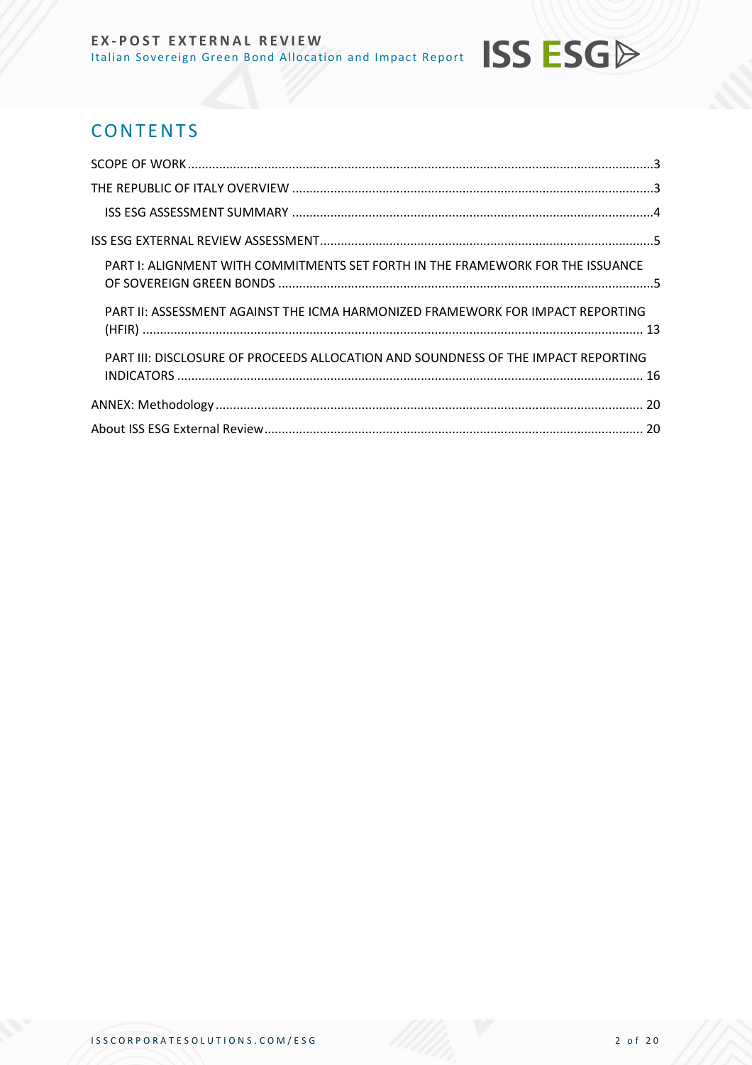## CONTENTS

SCOPE OF WORK ........................................................................................................................................3

THE REPUBLIC OF ITALY OVERVIEW ........................................................................................................3

ISS ESG ASSESSMENT SUMMARY .........................................................................................................4

ISS ESG EXTERNAL REVIEW ASSESSMENT.................................................................................................5

PART I: ALIGNMENT WITH COMMITMENTS SET FORTH IN THE FRAMEWORK FOR THE ISSUANCE OF SOVEREIGN GREEN BONDS ............................................................................................................5

PART II: ASSESSMENT AGAINST THE ICMA HARMONIZED FRAMEWORK FOR IMPACT REPORTING (HFIR) ................................................................................................................................................ 13

PART III: DISCLOSURE OF PROCEEDS ALLOCATION AND SOUNDNESS OF THE IMPACT REPORTING INDICATORS ...................................................................................................................................... 16

ANNEX: Methodology ............................................................................................................................. 20

About ISS ESG External Review............................................................................................................... 20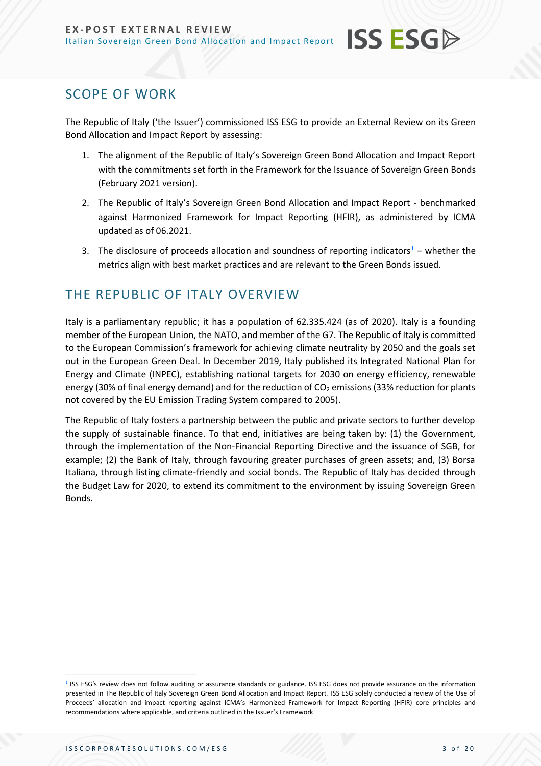## SCOPE OF WORK

The Republic of Italy ('the Issuer') commissioned ISS ESG to provide an External Review on its Green Bond Allocation and Impact Report by assessing:

1. The alignment of the Republic of Italy's Sovereign Green Bond Allocation and Impact Report with the commitments set forth in the Framework for the Issuance of Sovereign Green Bonds (February 2021 version).
2. The Republic of Italy's Sovereign Green Bond Allocation and Impact Report - benchmarked against Harmonized Framework for Impact Reporting (HFIR), as administered by ICMA updated as of 06.2021.
3. The disclosure of proceeds allocation and soundness of reporting indicators[1] – whether the metrics align with best market practices and are relevant to the Green Bonds issued.

## THE REPUBLIC OF ITALY OVERVIEW

Italy is a parliamentary republic; it has a population of 62.335.424 (as of 2020). Italy is a founding member of the European Union, the NATO, and member of the G7. The Republic of Italy is committed to the European Commission's framework for achieving climate neutrality by 2050 and the goals set out in the European Green Deal. In December 2019, Italy published its Integrated National Plan for Energy and Climate (INPEC), establishing national targets for 2030 on energy efficiency, renewable energy (30% of final energy demand) and for the reduction of $CO_2$ emissions (33% reduction for plants not covered by the EU Emission Trading System compared to 2005).

The Republic of Italy fosters a partnership between the public and private sectors to further develop the supply of sustainable finance. To that end, initiatives are being taken by: (1) the Government, through the implementation of the Non-Financial Reporting Directive and the issuance of SGB, for example; (2) the Bank of Italy, through favouring greater purchases of green assets; and, (3) Borsa Italiana, through listing climate-friendly and social bonds. The Republic of Italy has decided through the Budget Law for 2020, to extend its commitment to the environment by issuing Sovereign Green Bonds.

[1] ISS ESG's review does not follow auditing or assurance standards or guidance. ISS ESG does not provide assurance on the information presented in The Republic of Italy Sovereign Green Bond Allocation and Impact Report. ISS ESG solely conducted a review of the Use of Proceeds' allocation and impact reporting against ICMA's Harmonized Framework for Impact Reporting (HFIR) core principles and recommendations where applicable, and criteria outlined in the Issuer's Framework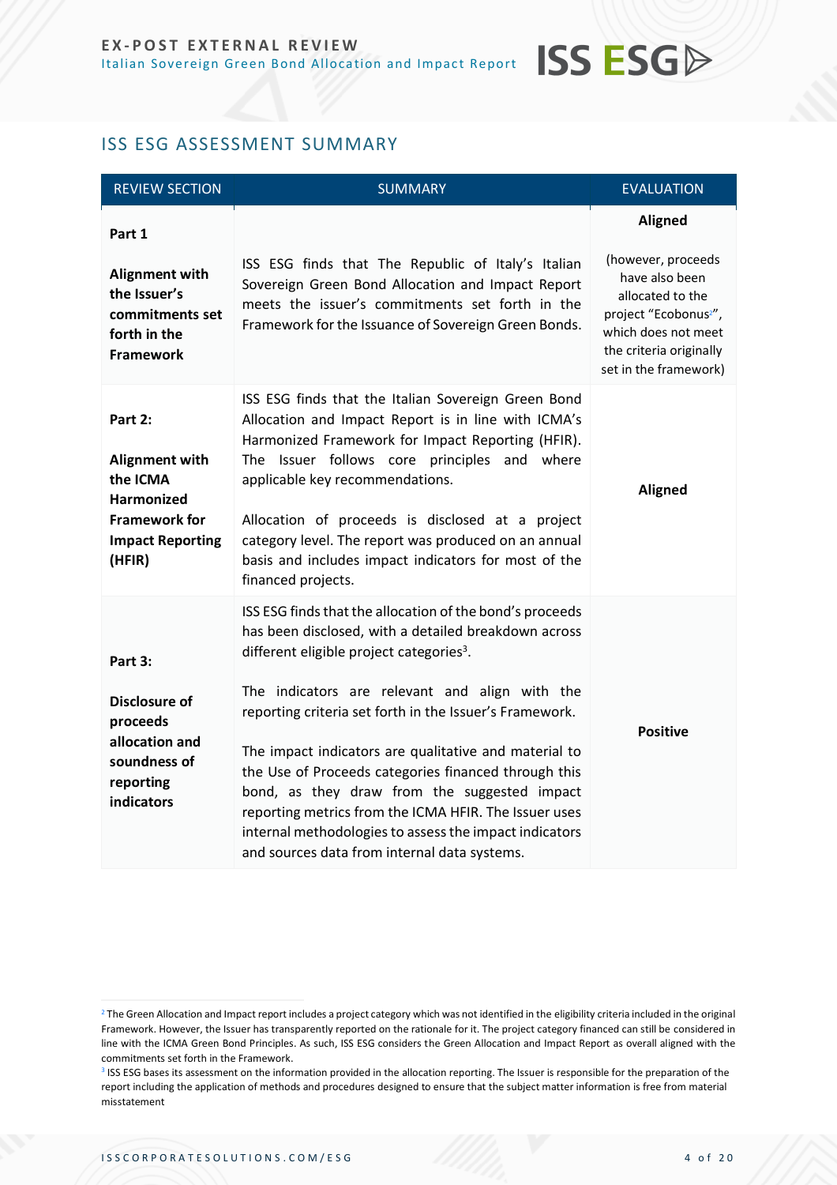## ISS ESG ASSESSMENT SUMMARY

| REVIEW SECTION | SUMMARY | EVALUATION |
|---|---|---|
| **Part 1**<br><br>**Alignment with the Issuer's commitments set forth in the Framework** | ISS ESG finds that The Republic of Italy's Italian Sovereign Green Bond Allocation and Impact Report meets the issuer's commitments set forth in the Framework for the Issuance of Sovereign Green Bonds. | **Aligned**<br><br>(however, proceeds have also been allocated to the project "Ecobonus[2]", which does not meet the criteria originally set in the framework) |
| **Part 2:**<br><br>**Alignment with the ICMA Harmonized Framework for Impact Reporting (HFIR)** | ISS ESG finds that the Italian Sovereign Green Bond Allocation and Impact Report is in line with ICMA's Harmonized Framework for Impact Reporting (HFIR). The Issuer follows core principles and where applicable key recommendations.<br><br>Allocation of proceeds is disclosed at a project category level. The report was produced on an annual basis and includes impact indicators for most of the financed projects. | **Aligned** |
| **Part 3:**<br><br>**Disclosure of proceeds allocation and soundness of reporting indicators** | ISS ESG finds that the allocation of the bond's proceeds has been disclosed, with a detailed breakdown across different eligible project categories[3].<br><br>The indicators are relevant and align with the reporting criteria set forth in the Issuer's Framework.<br><br>The impact indicators are qualitative and material to the Use of Proceeds categories financed through this bond, as they draw from the suggested impact reporting metrics from the ICMA HFIR. The Issuer uses internal methodologies to assess the impact indicators and sources data from internal data systems. | **Positive** |

[2] The Green Allocation and Impact report includes a project category which was not identified in the eligibility criteria included in the original Framework. However, the Issuer has transparently reported on the rationale for it. The project category financed can still be considered in line with the ICMA Green Bond Principles. As such, ISS ESG considers the Green Allocation and Impact Report as overall aligned with the commitments set forth in the Framework.

[3] ISS ESG bases its assessment on the information provided in the allocation reporting. The Issuer is responsible for the preparation of the report including the application of methods and procedures designed to ensure that the subject matter information is free from material misstatement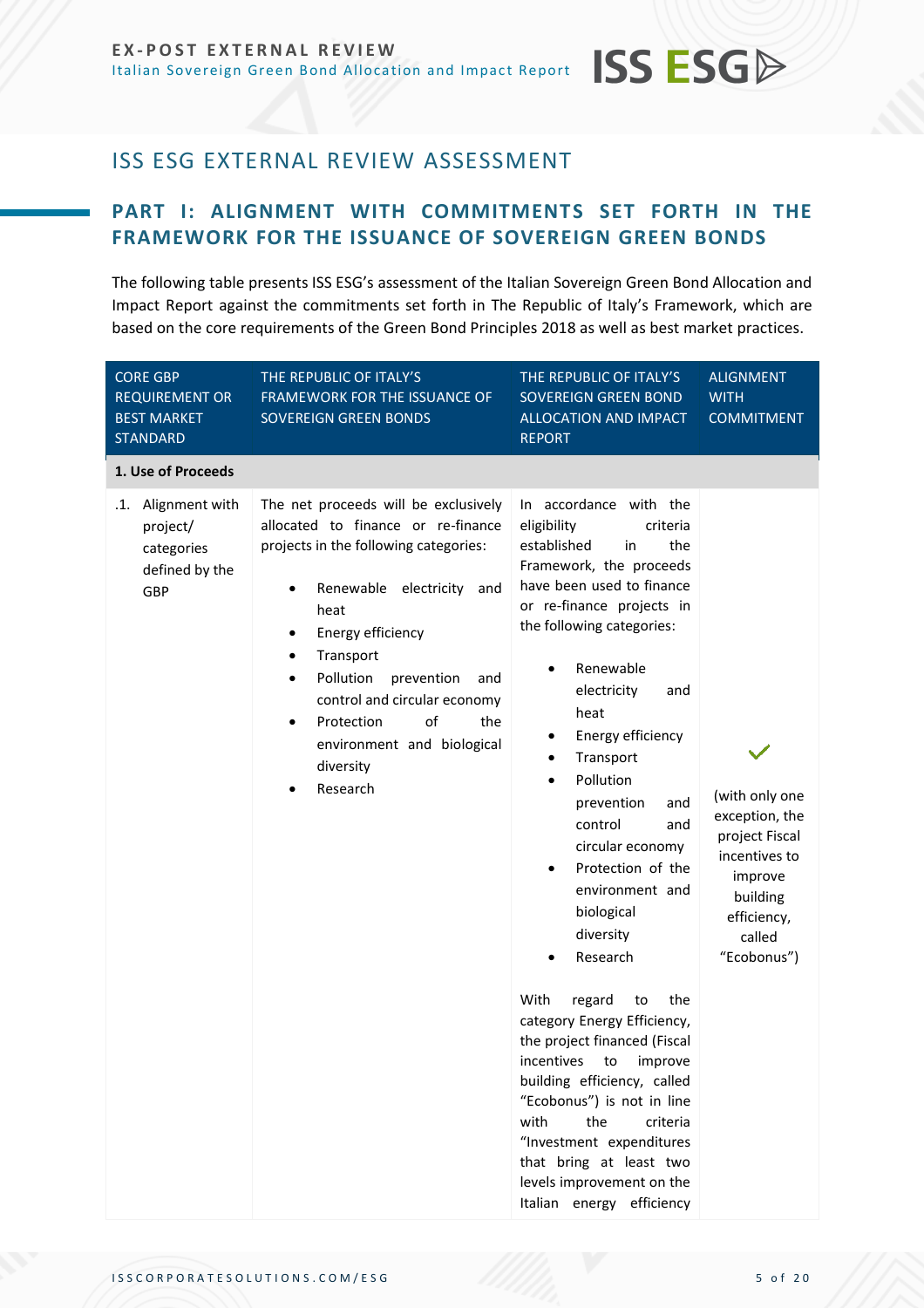## ISS ESG EXTERNAL REVIEW ASSESSMENT

### PART I: ALIGNMENT WITH COMMITMENTS SET FORTH IN THE FRAMEWORK FOR THE ISSUANCE OF SOVEREIGN GREEN BONDS

The following table presents ISS ESG's assessment of the Italian Sovereign Green Bond Allocation and Impact Report against the commitments set forth in The Republic of Italy's Framework, which are based on the core requirements of the Green Bond Principles 2018 as well as best market practices.

| CORE GBP REQUIREMENT OR BEST MARKET STANDARD | THE REPUBLIC OF ITALY'S FRAMEWORK FOR THE ISSUANCE OF SOVEREIGN GREEN BONDS | THE REPUBLIC OF ITALY'S SOVEREIGN GREEN BOND ALLOCATION AND IMPACT REPORT | ALIGNMENT WITH COMMITMENT |
|---|---|---|---|
| **1. Use of Proceeds** | | | |
| .1. Alignment with project/ categories defined by the GBP | The net proceeds will be exclusively allocated to finance or re-finance projects in the following categories:<br><br>• Renewable electricity and heat<br>• Energy efficiency<br>• Transport<br>• Pollution prevention and control and circular economy<br>• Protection of the environment and biological diversity<br>• Research | In accordance with the eligibility criteria established in the Framework, the proceeds have been used to finance or re-finance projects in the following categories:<br><br>• Renewable electricity and heat<br>• Energy efficiency<br>• Transport<br>• Pollution prevention and control and circular economy<br>• Protection of the environment and biological diversity<br>• Research<br><br>With regard to the category Energy Efficiency, the project financed (Fiscal incentives to improve building efficiency, called "Ecobonus") is not in line with the criteria "Investment expenditures that bring at least two levels improvement on the Italian energy efficiency | ✓<br><br>(with only one exception, the project Fiscal incentives to improve building efficiency, called "Ecobonus") |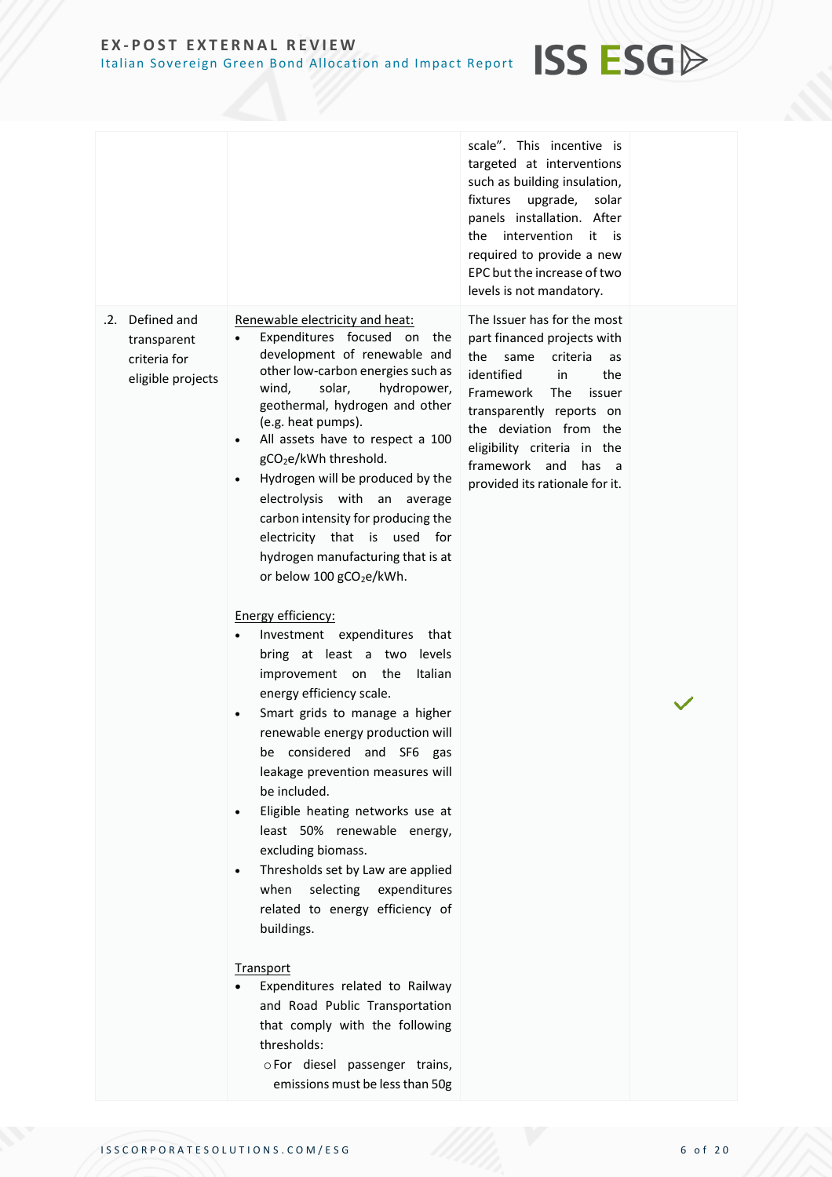| | | | |
|---|---|---|---|
| | | scale". This incentive is targeted at interventions such as building insulation, fixtures upgrade, solar panels installation. After the intervention it is required to provide a new EPC but the increase of two levels is not mandatory. | |
| .2. Defined and transparent criteria for eligible projects | Renewable electricity and heat:<br>• Expenditures focused on the development of renewable and other low-carbon energies such as wind, solar, hydropower, geothermal, hydrogen and other (e.g. heat pumps).<br>• All assets have to respect a 100 $gCO_2e/kWh$ threshold.<br>• Hydrogen will be produced by the electrolysis with an average carbon intensity for producing the electricity that is used for hydrogen manufacturing that is at or below 100 $gCO_2e/kWh$.<br><br>Energy efficiency:<br>• Investment expenditures that bring at least a two levels improvement on the Italian energy efficiency scale.<br>• Smart grids to manage a higher renewable energy production will be considered and SF6 gas leakage prevention measures will be included.<br>• Eligible heating networks use at least 50% renewable energy, excluding biomass.<br>• Thresholds set by Law are applied when selecting expenditures related to energy efficiency of buildings.<br><br>Transport<br>• Expenditures related to Railway and Road Public Transportation that comply with the following thresholds:<br>  ○ For diesel passenger trains, emissions must be less than 50g | The Issuer has for the most part financed projects with the same criteria as identified in the Framework The issuer transparently reports on the deviation from the eligibility criteria in the framework and has a provided its rationale for it. | ✓ |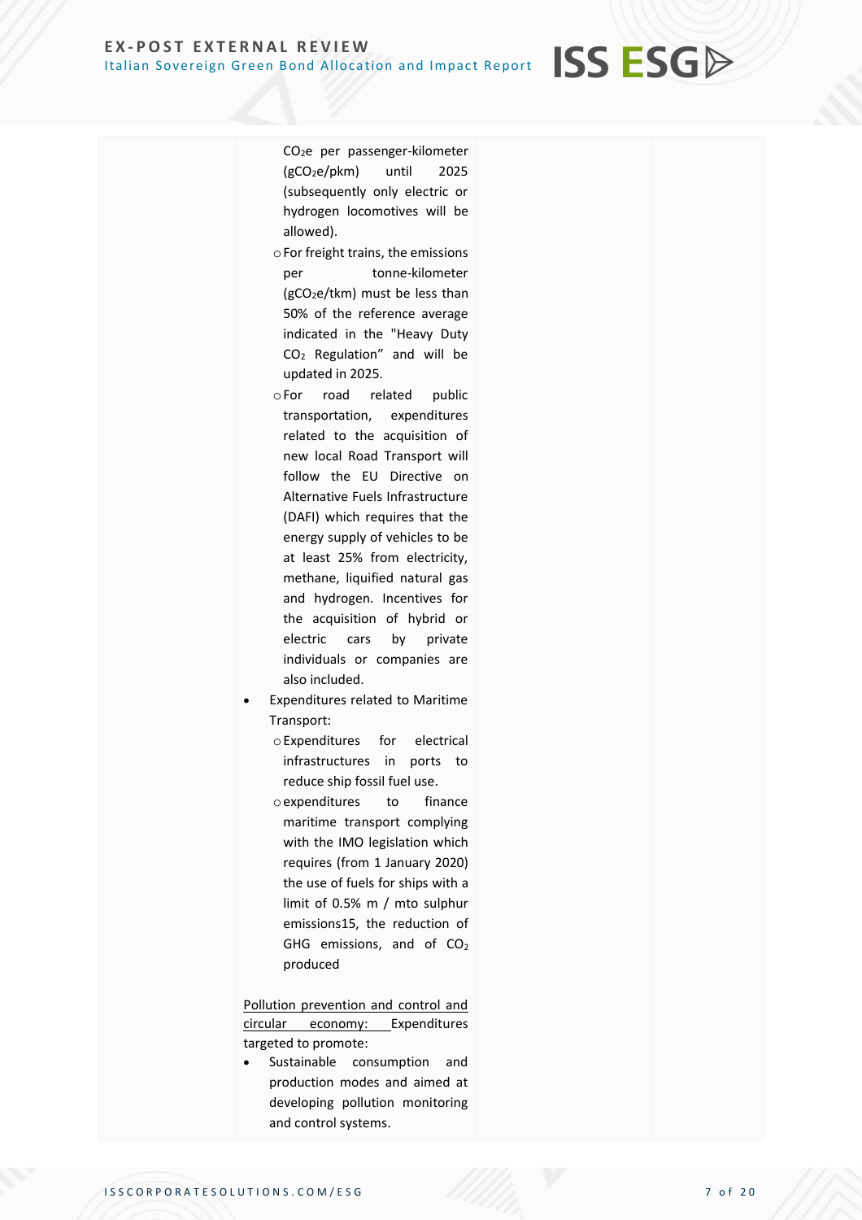| | | | |
|---|---|---|---|
| | $CO_2$e per passenger-kilometer ($gCO_2e/pkm$) until 2025 (subsequently only electric or hydrogen locomotives will be allowed).<br>o For freight trains, the emissions per tonne-kilometer ($gCO_2e/tkm$) must be less than 50% of the reference average indicated in the "Heavy Duty $CO_2$ Regulation" and will be updated in 2025.<br>o For road related public transportation, expenditures related to the acquisition of new local Road Transport will follow the EU Directive on Alternative Fuels Infrastructure (DAFI) which requires that the energy supply of vehicles to be at least 25% from electricity, methane, liquified natural gas and hydrogen. Incentives for the acquisition of hybrid or electric cars by private individuals or companies are also included.<br>• Expenditures related to Maritime Transport:<br>o Expenditures for electrical infrastructures in ports to reduce ship fossil fuel use.<br>o expenditures to finance maritime transport complying with the IMO legislation which requires (from 1 January 2020) the use of fuels for ships with a limit of 0.5% m / mto sulphur emissions15, the reduction of GHG emissions, and of $CO_2$ produced<br><br>Pollution prevention and control and circular economy: Expenditures targeted to promote:<br>• Sustainable consumption and production modes and aimed at developing pollution monitoring and control systems. | | |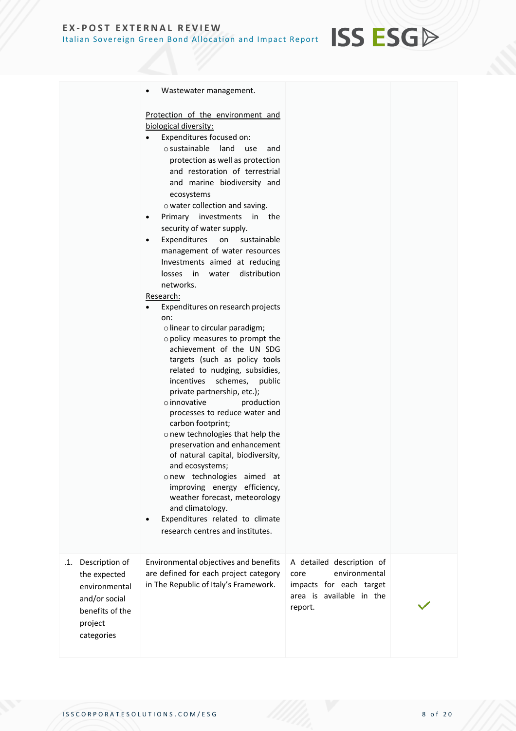| | | | |
|---|---|---|---|
| | • Wastewater management.<br><br><u>Protection of the environment and biological diversity:</u><br>• Expenditures focused on:<br>  ○ sustainable land use and protection as well as protection and restoration of terrestrial and marine biodiversity and ecosystems<br>  ○ water collection and saving.<br>• Primary investments in the security of water supply.<br>• Expenditures on sustainable management of water resources Investments aimed at reducing losses in water distribution networks.<br><u>Research:</u><br>• Expenditures on research projects on:<br>  ○ linear to circular paradigm;<br>  ○ policy measures to prompt the achievement of the UN SDG targets (such as policy tools related to nudging, subsidies, incentives schemes, public private partnership, etc.);<br>  ○ innovative production processes to reduce water and carbon footprint;<br>  ○ new technologies that help the preservation and enhancement of natural capital, biodiversity, and ecosystems;<br>  ○ new technologies aimed at improving energy efficiency, weather forecast, meteorology and climatology.<br>• Expenditures related to climate research centres and institutes. | | |
| .1. Description of the expected environmental and/or social benefits of the project categories | Environmental objectives and benefits are defined for each project category in The Republic of Italy's Framework. | A detailed description of core environmental impacts for each target area is available in the report. | ✓ |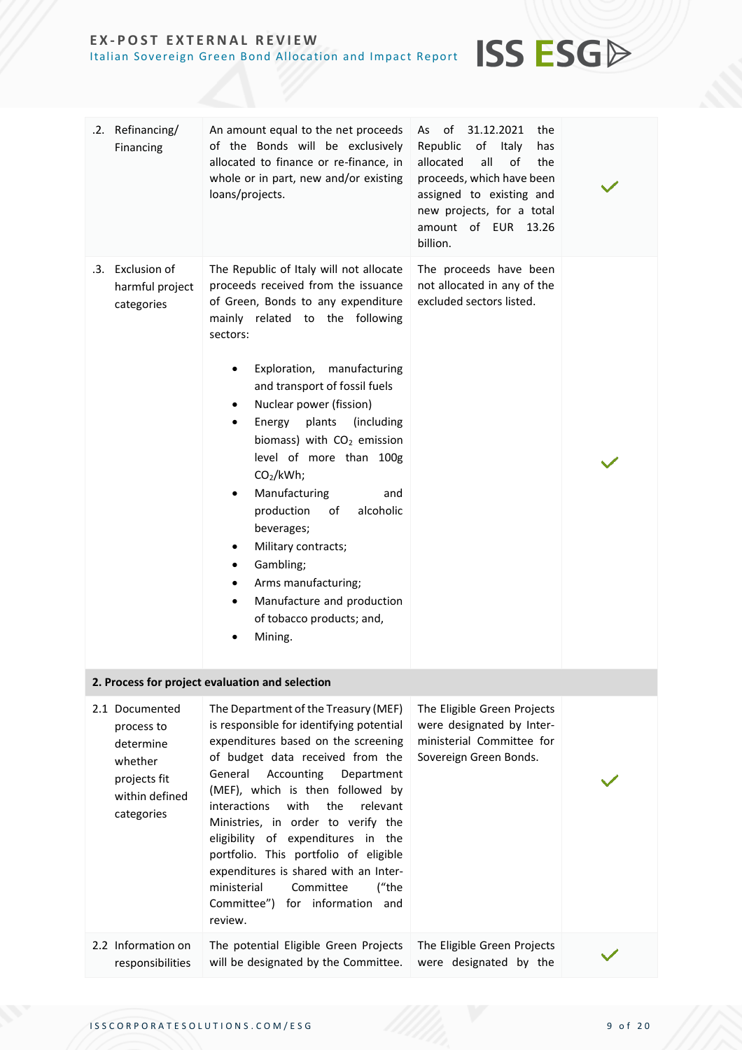| | | | |
|---|---|---|---|
| .2. Refinancing/ Financing | An amount equal to the net proceeds of the Bonds will be exclusively allocated to finance or re-finance, in whole or in part, new and/or existing loans/projects. | As of 31.12.2021 the Republic of Italy has allocated all of the proceeds, which have been assigned to existing and new projects, for a total amount of EUR 13.26 billion. | ✓ |
| .3. Exclusion of harmful project categories | The Republic of Italy will not allocate proceeds received from the issuance of Green, Bonds to any expenditure mainly related to the following sectors:<br><br>• Exploration, manufacturing and transport of fossil fuels<br>• Nuclear power (fission)<br>• Energy plants (including biomass) with $CO_2$ emission level of more than 100g $CO_2$/kWh;<br>• Manufacturing and production of alcoholic beverages;<br>• Military contracts;<br>• Gambling;<br>• Arms manufacturing;<br>• Manufacture and production of tobacco products; and,<br>• Mining. | The proceeds have been not allocated in any of the excluded sectors listed. | ✓ |
| **2. Process for project evaluation and selection** | | | |
| 2.1 Documented process to determine whether projects fit within defined categories | The Department of the Treasury (MEF) is responsible for identifying potential expenditures based on the screening of budget data received from the General Accounting Department (MEF), which is then followed by interactions with the relevant Ministries, in order to verify the eligibility of expenditures in the portfolio. This portfolio of eligible expenditures is shared with an Inter-ministerial Committee ("the Committee") for information and review. | The Eligible Green Projects were designated by Inter-ministerial Committee for Sovereign Green Bonds. | ✓ |
| 2.2 Information on responsibilities | The potential Eligible Green Projects will be designated by the Committee. | The Eligible Green Projects were designated by the | ✓ |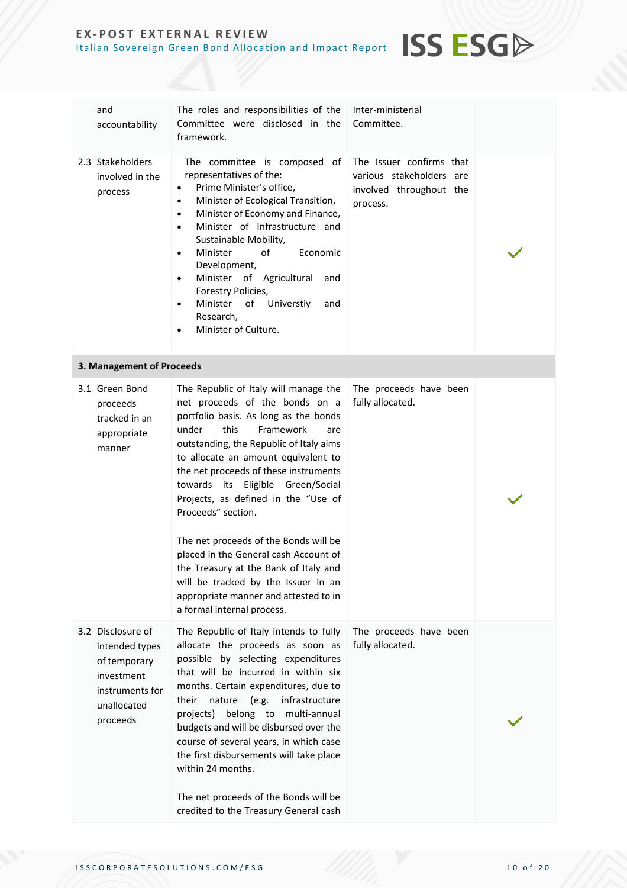| | | | |
|---|---|---|---|
| and accountability | The roles and responsibilities of the Committee were disclosed in the framework. | Inter-ministerial Committee. | |
| 2.3 Stakeholders involved in the process | The committee is composed of representatives of the:<br>• Prime Minister's office,<br>• Minister of Ecological Transition,<br>• Minister of Economy and Finance,<br>• Minister of Infrastructure and Sustainable Mobility,<br>• Minister of Economic Development,<br>• Minister of Agricultural and Forestry Policies,<br>• Minister of Universtiy and Research,<br>• Minister of Culture. | The Issuer confirms that various stakeholders are involved throughout the process. | ✓ |
| **3. Management of Proceeds** | | | |
| 3.1 Green Bond proceeds tracked in an appropriate manner | The Republic of Italy will manage the net proceeds of the bonds on a portfolio basis. As long as the bonds under this Framework are outstanding, the Republic of Italy aims to allocate an amount equivalent to the net proceeds of these instruments towards its Eligible Green/Social Projects, as defined in the "Use of Proceeds" section.<br><br>The net proceeds of the Bonds will be placed in the General cash Account of the Treasury at the Bank of Italy and will be tracked by the Issuer in an appropriate manner and attested to in a formal internal process. | The proceeds have been fully allocated. | ✓ |
| 3.2 Disclosure of intended types of temporary investment instruments for unallocated proceeds | The Republic of Italy intends to fully allocate the proceeds as soon as possible by selecting expenditures that will be incurred in within six months. Certain expenditures, due to their nature (e.g. infrastructure projects) belong to multi-annual budgets and will be disbursed over the course of several years, in which case the first disbursements will take place within 24 months.<br><br>The net proceeds of the Bonds will be credited to the Treasury General cash | The proceeds have been fully allocated. | ✓ |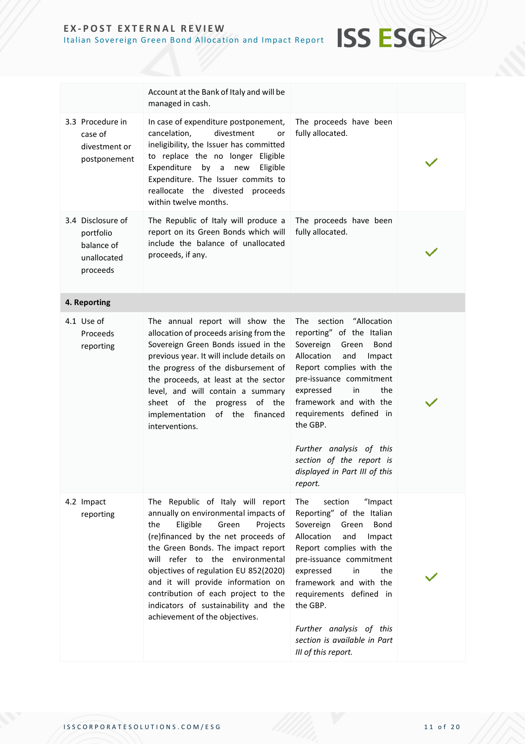| | | | |
|---|---|---|---|
| | Account at the Bank of Italy and will be managed in cash. | | |
| 3.3 Procedure in case of divestment or postponement | In case of expenditure postponement, cancelation, divestment or ineligibility, the Issuer has committed to replace the no longer Eligible Expenditure by a new Eligible Expenditure. The Issuer commits to reallocate the divested proceeds within twelve months. | The proceeds have been fully allocated. | ✓ |
| 3.4 Disclosure of portfolio balance of unallocated proceeds | The Republic of Italy will produce a report on its Green Bonds which will include the balance of unallocated proceeds, if any. | The proceeds have been fully allocated. | ✓ |
| **4. Reporting** | | | |
| 4.1 Use of Proceeds reporting | The annual report will show the allocation of proceeds arising from the Sovereign Green Bonds issued in the previous year. It will include details on the progress of the disbursement of the proceeds, at least at the sector level, and will contain a summary sheet of the progress of the implementation of the financed interventions. | The section "Allocation reporting" of the Italian Sovereign Green Bond Allocation and Impact Report complies with the pre-issuance commitment expressed in the framework and with the requirements defined in the GBP. *Further analysis of this section of the report is displayed in Part III of this report.* | ✓ |
| 4.2 Impact reporting | The Republic of Italy will report annually on environmental impacts of the Eligible Green Projects (re)financed by the net proceeds of the Green Bonds. The impact report will refer to the environmental objectives of regulation EU 852(2020) and it will provide information on contribution of each project to the indicators of sustainability and the achievement of the objectives. | The section "Impact Reporting" of the Italian Sovereign Green Bond Allocation and Impact Report complies with the pre-issuance commitment expressed in the framework and with the requirements defined in the GBP. *Further analysis of this section is available in Part III of this report.* | ✓ |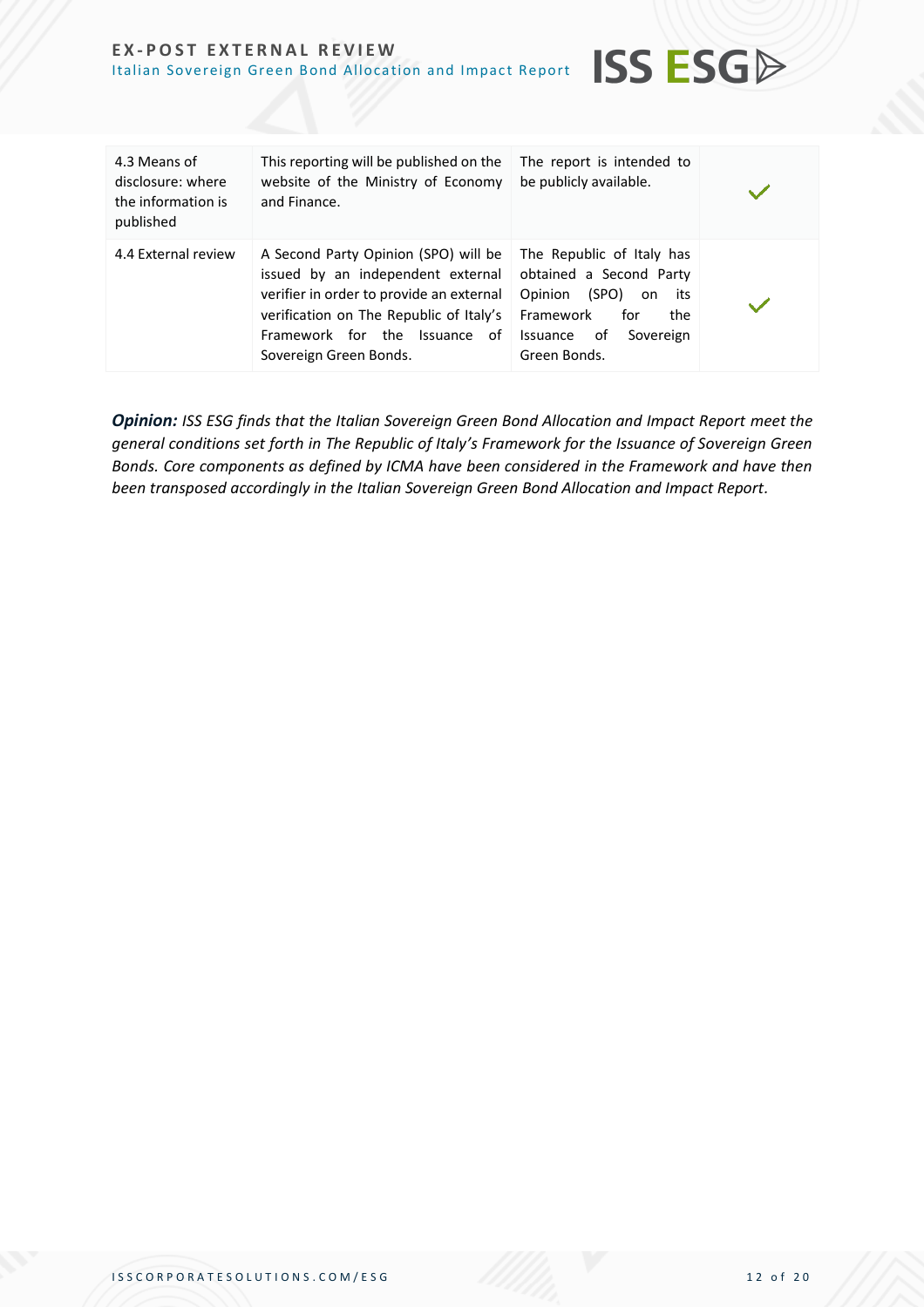| | | | |
|---|---|---|---|
| 4.3 Means of disclosure: where the information is published | This reporting will be published on the website of the Ministry of Economy and Finance. | The report is intended to be publicly available. | ✓ |
| 4.4 External review | A Second Party Opinion (SPO) will be issued by an independent external verifier in order to provide an external verification on The Republic of Italy's Framework for the Issuance of Sovereign Green Bonds. | The Republic of Italy has obtained a Second Party Opinion (SPO) on its Framework for the Issuance of Sovereign Green Bonds. | ✓ |

***Opinion:*** *ISS ESG finds that the Italian Sovereign Green Bond Allocation and Impact Report meet the general conditions set forth in The Republic of Italy's Framework for the Issuance of Sovereign Green Bonds. Core components as defined by ICMA have been considered in the Framework and have then been transposed accordingly in the Italian Sovereign Green Bond Allocation and Impact Report.*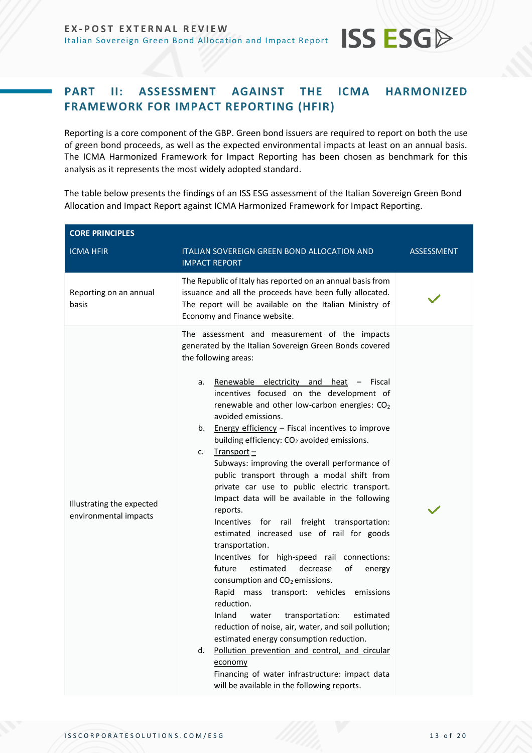## PART II: ASSESSMENT AGAINST THE ICMA HARMONIZED FRAMEWORK FOR IMPACT REPORTING (HFIR)

Reporting is a core component of the GBP. Green bond issuers are required to report on both the use of green bond proceeds, as well as the expected environmental impacts at least on an annual basis. The ICMA Harmonized Framework for Impact Reporting has been chosen as benchmark for this analysis as it represents the most widely adopted standard.

The table below presents the findings of an ISS ESG assessment of the Italian Sovereign Green Bond Allocation and Impact Report against ICMA Harmonized Framework for Impact Reporting.

| CORE PRINCIPLES | | |
|---|---|---|
| ICMA HFIR | ITALIAN SOVEREIGN GREEN BOND ALLOCATION AND IMPACT REPORT | ASSESSMENT |
| Reporting on an annual basis | The Republic of Italy has reported on an annual basis from issuance and all the proceeds have been fully allocated. The report will be available on the Italian Ministry of Economy and Finance website. | ✓ |
| Illustrating the expected environmental impacts | The assessment and measurement of the impacts generated by the Italian Sovereign Green Bonds covered the following areas:<br><br>a. Renewable electricity and heat – Fiscal incentives focused on the development of renewable and other low-carbon energies: $CO_2$ avoided emissions.<br>b. Energy efficiency – Fiscal incentives to improve building efficiency: $CO_2$ avoided emissions.<br>c. Transport – Subways: improving the overall performance of public transport through a modal shift from private car use to public electric transport. Impact data will be available in the following reports. Incentives for rail freight transportation: estimated increased use of rail for goods transportation. Incentives for high-speed rail connections: future estimated decrease of energy consumption and $CO_2$ emissions. Rapid mass transport: vehicles emissions reduction. Inland water transportation: estimated reduction of noise, air, water, and soil pollution; estimated energy consumption reduction.<br>d. Pollution prevention and control, and circular economy Financing of water infrastructure: impact data will be available in the following reports. | ✓ |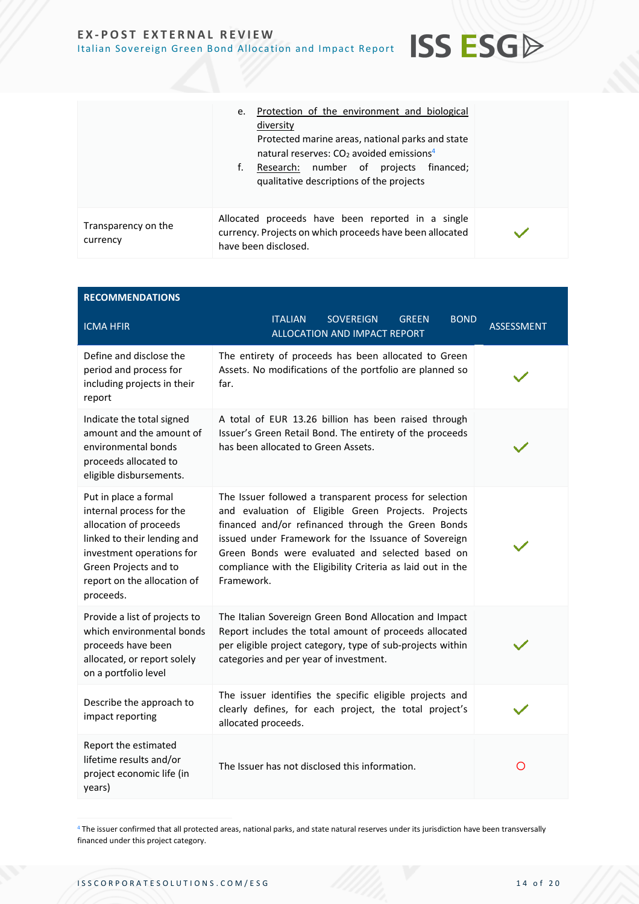| | | |
|---|---|---|
| | e. <u>Protection of the environment and biological diversity</u> Protected marine areas, national parks and state natural reserves: $CO_2$ avoided emissions[4]<br>f. <u>Research:</u> number of projects financed; qualitative descriptions of the projects | |
| Transparency on the currency | Allocated proceeds have been reported in a single currency. Projects on which proceeds have been allocated have been disclosed. | ✓ |

| RECOMMENDATIONS | | |
|---|---|---|
| ICMA HFIR | ITALIAN SOVEREIGN GREEN BOND ALLOCATION AND IMPACT REPORT | ASSESSMENT |
| Define and disclose the period and process for including projects in their report | The entirety of proceeds has been allocated to Green Assets. No modifications of the portfolio are planned so far. | ✓ |
| Indicate the total signed amount and the amount of environmental bonds proceeds allocated to eligible disbursements. | A total of EUR 13.26 billion has been raised through Issuer's Green Retail Bond. The entirety of the proceeds has been allocated to Green Assets. | ✓ |
| Put in place a formal internal process for the allocation of proceeds linked to their lending and investment operations for Green Projects and to report on the allocation of proceeds. | The Issuer followed a transparent process for selection and evaluation of Eligible Green Projects. Projects financed and/or refinanced through the Green Bonds issued under Framework for the Issuance of Sovereign Green Bonds were evaluated and selected based on compliance with the Eligibility Criteria as laid out in the Framework. | ✓ |
| Provide a list of projects to which environmental bonds proceeds have been allocated, or report solely on a portfolio level | The Italian Sovereign Green Bond Allocation and Impact Report includes the total amount of proceeds allocated per eligible project category, type of sub-projects within categories and per year of investment. | ✓ |
| Describe the approach to impact reporting | The issuer identifies the specific eligible projects and clearly defines, for each project, the total project's allocated proceeds. | ✓ |
| Report the estimated lifetime results and/or project economic life (in years) | The Issuer has not disclosed this information. | ○ |

[4] The issuer confirmed that all protected areas, national parks, and state natural reserves under its jurisdiction have been transversally financed under this project category.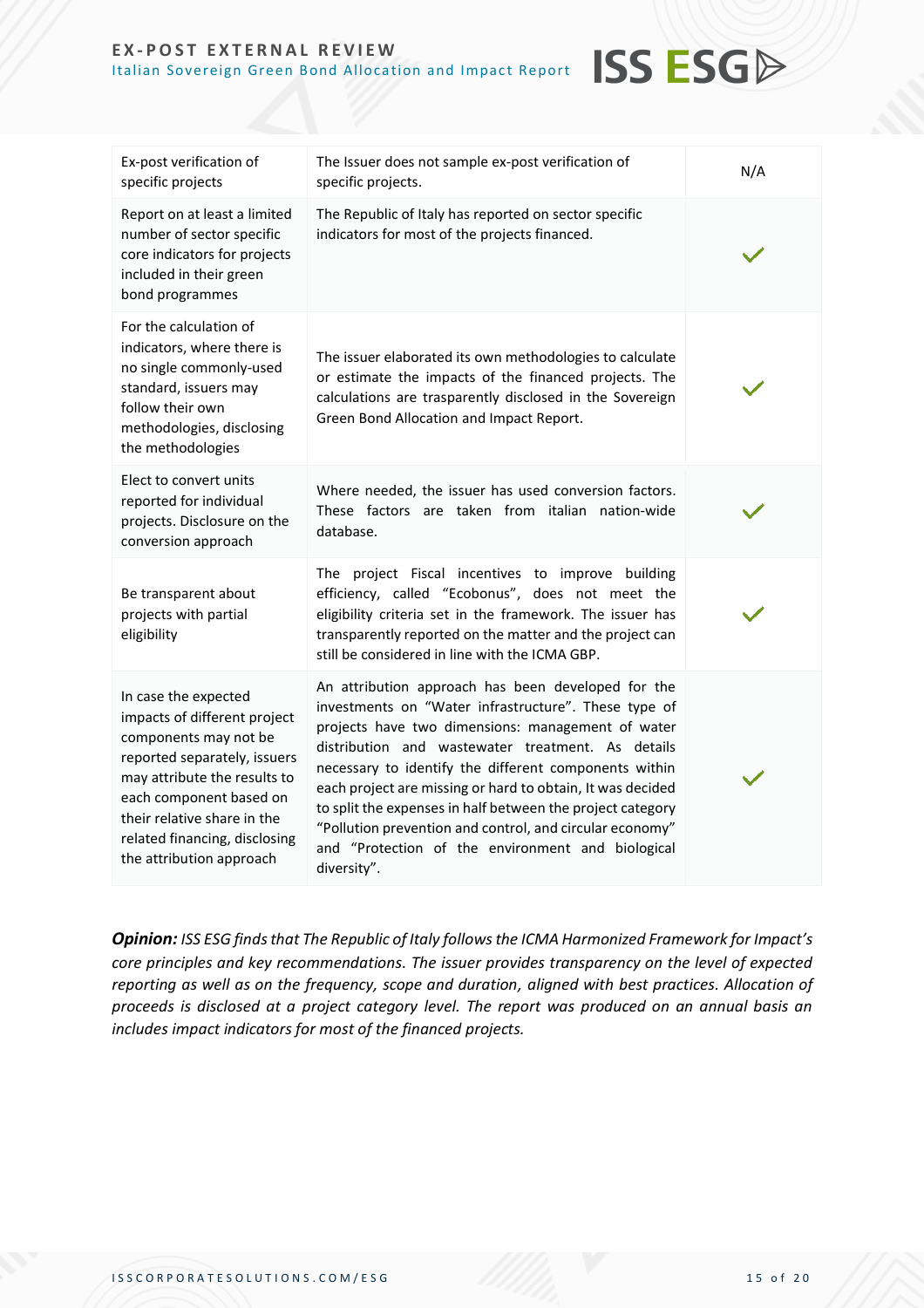| | | |
|---|---|---|
| Ex-post verification of specific projects | The Issuer does not sample ex-post verification of specific projects. | N/A |
| Report on at least a limited number of sector specific core indicators for projects included in their green bond programmes | The Republic of Italy has reported on sector specific indicators for most of the projects financed. | ✓ |
| For the calculation of indicators, where there is no single commonly-used standard, issuers may follow their own methodologies, disclosing the methodologies | The issuer elaborated its own methodologies to calculate or estimate the impacts of the financed projects. The calculations are trasparently disclosed in the Sovereign Green Bond Allocation and Impact Report. | ✓ |
| Elect to convert units reported for individual projects. Disclosure on the conversion approach | Where needed, the issuer has used conversion factors. These factors are taken from italian nation-wide database. | ✓ |
| Be transparent about projects with partial eligibility | The project Fiscal incentives to improve building efficiency, called "Ecobonus", does not meet the eligibility criteria set in the framework. The issuer has transparently reported on the matter and the project can still be considered in line with the ICMA GBP. | ✓ |
| In case the expected impacts of different project components may not be reported separately, issuers may attribute the results to each component based on their relative share in the related financing, disclosing the attribution approach | An attribution approach has been developed for the investments on "Water infrastructure". These type of projects have two dimensions: management of water distribution and wastewater treatment. As details necessary to identify the different components within each project are missing or hard to obtain, It was decided to split the expenses in half between the project category "Pollution prevention and control, and circular economy" and "Protection of the environment and biological diversity". | ✓ |

***Opinion:*** *ISS ESG finds that The Republic of Italy follows the ICMA Harmonized Framework for Impact's core principles and key recommendations. The issuer provides transparency on the level of expected reporting as well as on the frequency, scope and duration, aligned with best practices. Allocation of proceeds is disclosed at a project category level. The report was produced on an annual basis an includes impact indicators for most of the financed projects.*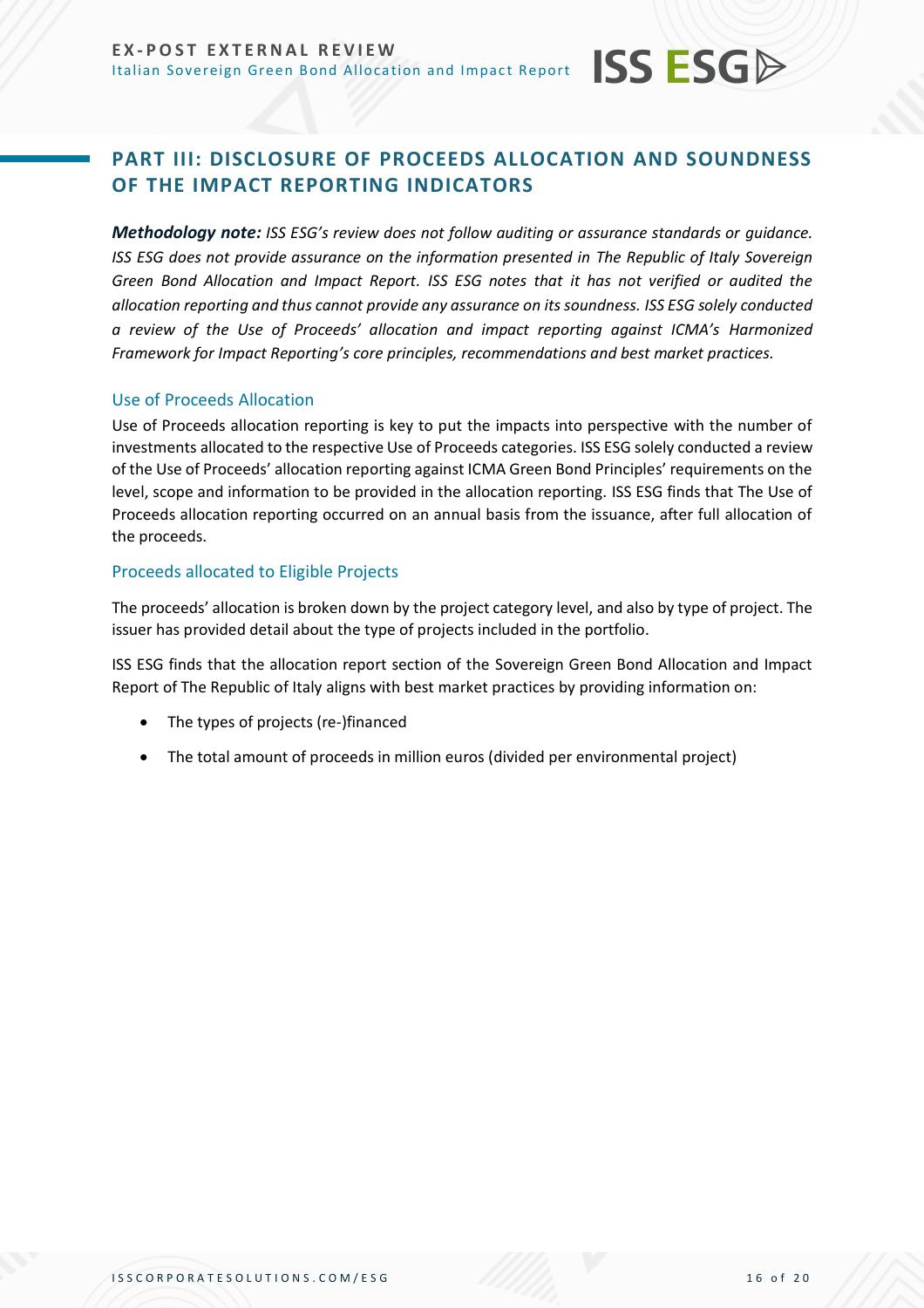## PART III: DISCLOSURE OF PROCEEDS ALLOCATION AND SOUNDNESS OF THE IMPACT REPORTING INDICATORS

***Methodology note:*** *ISS ESG's review does not follow auditing or assurance standards or guidance. ISS ESG does not provide assurance on the information presented in The Republic of Italy Sovereign Green Bond Allocation and Impact Report. ISS ESG notes that it has not verified or audited the allocation reporting and thus cannot provide any assurance on its soundness. ISS ESG solely conducted a review of the Use of Proceeds' allocation and impact reporting against ICMA's Harmonized Framework for Impact Reporting's core principles, recommendations and best market practices.*

### Use of Proceeds Allocation

Use of Proceeds allocation reporting is key to put the impacts into perspective with the number of investments allocated to the respective Use of Proceeds categories. ISS ESG solely conducted a review of the Use of Proceeds' allocation reporting against ICMA Green Bond Principles' requirements on the level, scope and information to be provided in the allocation reporting. ISS ESG finds that The Use of Proceeds allocation reporting occurred on an annual basis from the issuance, after full allocation of the proceeds.

### Proceeds allocated to Eligible Projects

The proceeds' allocation is broken down by the project category level, and also by type of project. The issuer has provided detail about the type of projects included in the portfolio.

ISS ESG finds that the allocation report section of the Sovereign Green Bond Allocation and Impact Report of The Republic of Italy aligns with best market practices by providing information on:

- The types of projects (re-)financed
- The total amount of proceeds in million euros (divided per environmental project)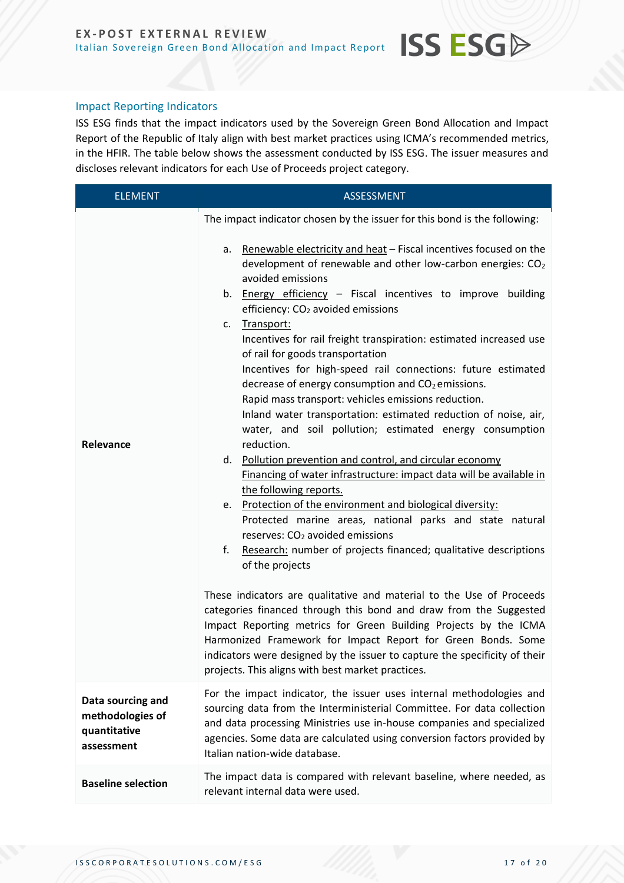## Impact Reporting Indicators

ISS ESG finds that the impact indicators used by the Sovereign Green Bond Allocation and Impact Report of the Republic of Italy align with best market practices using ICMA's recommended metrics, in the HFIR. The table below shows the assessment conducted by ISS ESG. The issuer measures and discloses relevant indicators for each Use of Proceeds project category.

| ELEMENT | ASSESSMENT |
|---|---|
| **Relevance** | The impact indicator chosen by the issuer for this bond is the following:<br><br>a. Renewable electricity and heat – Fiscal incentives focused on the development of renewable and other low-carbon energies: $CO_2$ avoided emissions<br>b. Energy efficiency – Fiscal incentives to improve building efficiency: $CO_2$ avoided emissions<br>c. Transport:<br>Incentives for rail freight transpiration: estimated increased use of rail for goods transportation<br>Incentives for high-speed rail connections: future estimated decrease of energy consumption and $CO_2$ emissions.<br>Rapid mass transport: vehicles emissions reduction.<br>Inland water transportation: estimated reduction of noise, air, water, and soil pollution; estimated energy consumption reduction.<br>d. Pollution prevention and control, and circular economy<br>Financing of water infrastructure: impact data will be available in the following reports.<br>e. Protection of the environment and biological diversity:<br>Protected marine areas, national parks and state natural reserves: $CO_2$ avoided emissions<br>f. Research: number of projects financed; qualitative descriptions of the projects<br><br>These indicators are qualitative and material to the Use of Proceeds categories financed through this bond and draw from the Suggested Impact Reporting metrics for Green Building Projects by the ICMA Harmonized Framework for Impact Report for Green Bonds. Some indicators were designed by the issuer to capture the specificity of their projects. This aligns with best market practices. |
| **Data sourcing and methodologies of quantitative assessment** | For the impact indicator, the issuer uses internal methodologies and sourcing data from the Interministerial Committee. For data collection and data processing Ministries use in-house companies and specialized agencies. Some data are calculated using conversion factors provided by Italian nation-wide database. |
| **Baseline selection** | The impact data is compared with relevant baseline, where needed, as relevant internal data were used. |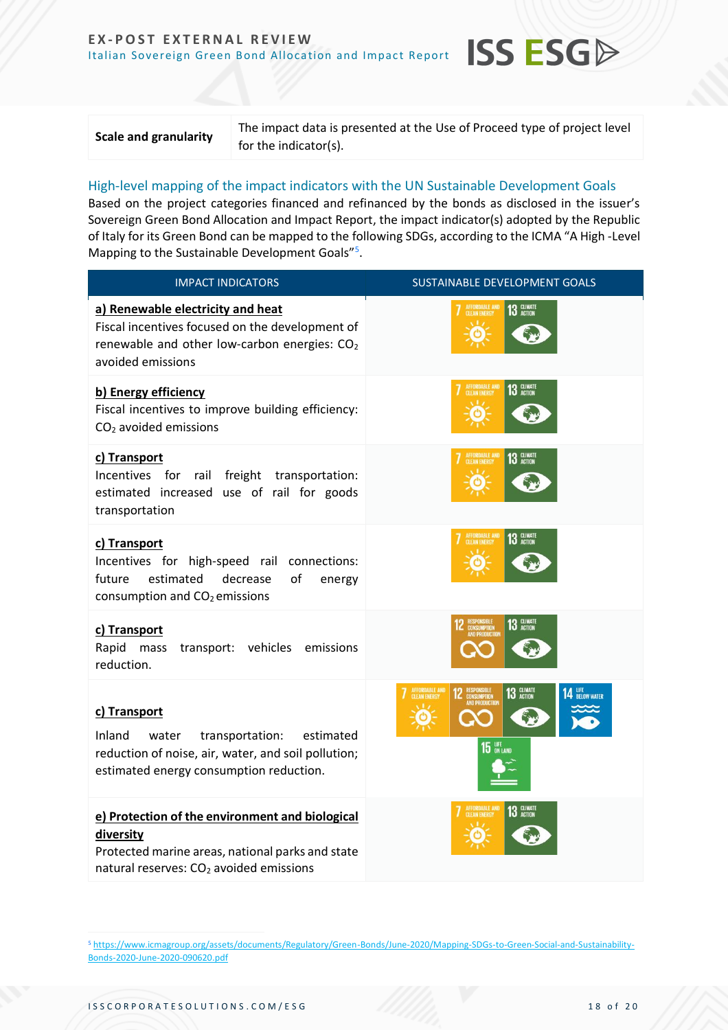| Scale and granularity | The impact data is presented at the Use of Proceed type of project level for the indicator(s). |
|---|---|

## High-level mapping of the impact indicators with the UN Sustainable Development Goals

Based on the project categories financed and refinanced by the bonds as disclosed in the issuer's Sovereign Green Bond Allocation and Impact Report, the impact indicator(s) adopted by the Republic of Italy for its Green Bond can be mapped to the following SDGs, according to the ICMA "A High -Level Mapping to the Sustainable Development Goals"[5].

| IMPACT INDICATORS | SUSTAINABLE DEVELOPMENT GOALS |
|---|---|
| **a) Renewable electricity and heat**<br>Fiscal incentives focused on the development of renewable and other low-carbon energies: $CO_2$ avoided emissions | 7 Affordable and Clean Energy; 13 Climate Action |
| **b) Energy efficiency**<br>Fiscal incentives to improve building efficiency: $CO_2$ avoided emissions | 7 Affordable and Clean Energy; 13 Climate Action |
| **c) Transport**<br>Incentives for rail freight transportation: estimated increased use of rail for goods transportation | 7 Affordable and Clean Energy; 13 Climate Action |
| **c) Transport**<br>Incentives for high-speed rail connections: future estimated decrease of energy consumption and $CO_2$ emissions | 7 Affordable and Clean Energy; 13 Climate Action |
| **c) Transport**<br>Rapid mass transport: vehicles emissions reduction. | 12 Responsible Consumption and Production; 13 Climate Action |
| **c) Transport**<br>Inland water transportation: estimated reduction of noise, air, water, and soil pollution; estimated energy consumption reduction. | 7 Affordable and Clean Energy; 12 Responsible Consumption and Production; 13 Climate Action; 14 Life Below Water; 15 Life on Land |
| **e) Protection of the environment and biological diversity**<br>Protected marine areas, national parks and state natural reserves: $CO_2$ avoided emissions | 7 Affordable and Clean Energy; 13 Climate Action |

[5] https://www.icmagroup.org/assets/documents/Regulatory/Green-Bonds/June-2020/Mapping-SDGs-to-Green-Social-and-Sustainability-Bonds-2020-June-2020-090620.pdf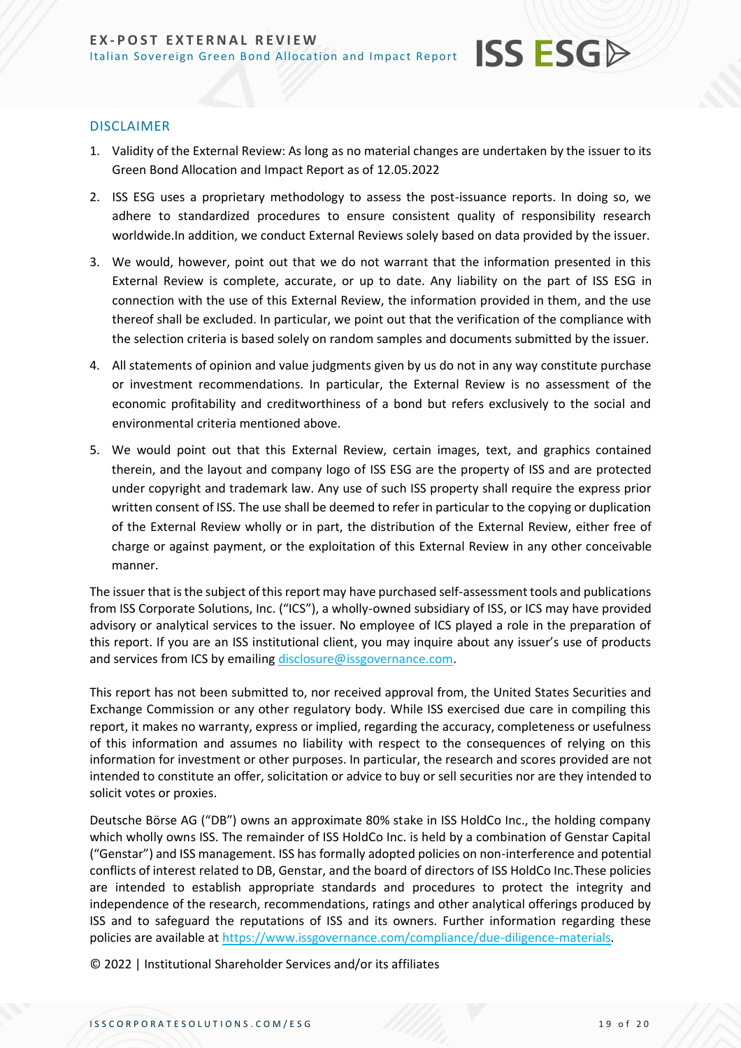## DISCLAIMER

1. Validity of the External Review: As long as no material changes are undertaken by the issuer to its Green Bond Allocation and Impact Report as of 12.05.2022
2. ISS ESG uses a proprietary methodology to assess the post-issuance reports. In doing so, we adhere to standardized procedures to ensure consistent quality of responsibility research worldwide.In addition, we conduct External Reviews solely based on data provided by the issuer.
3. We would, however, point out that we do not warrant that the information presented in this External Review is complete, accurate, or up to date. Any liability on the part of ISS ESG in connection with the use of this External Review, the information provided in them, and the use thereof shall be excluded. In particular, we point out that the verification of the compliance with the selection criteria is based solely on random samples and documents submitted by the issuer.
4. All statements of opinion and value judgments given by us do not in any way constitute purchase or investment recommendations. In particular, the External Review is no assessment of the economic profitability and creditworthiness of a bond but refers exclusively to the social and environmental criteria mentioned above.
5. We would point out that this External Review, certain images, text, and graphics contained therein, and the layout and company logo of ISS ESG are the property of ISS and are protected under copyright and trademark law. Any use of such ISS property shall require the express prior written consent of ISS. The use shall be deemed to refer in particular to the copying or duplication of the External Review wholly or in part, the distribution of the External Review, either free of charge or against payment, or the exploitation of this External Review in any other conceivable manner.

The issuer that is the subject of this report may have purchased self-assessment tools and publications from ISS Corporate Solutions, Inc. ("ICS"), a wholly-owned subsidiary of ISS, or ICS may have provided advisory or analytical services to the issuer. No employee of ICS played a role in the preparation of this report. If you are an ISS institutional client, you may inquire about any issuer's use of products and services from ICS by emailing disclosure@issgovernance.com.

This report has not been submitted to, nor received approval from, the United States Securities and Exchange Commission or any other regulatory body. While ISS exercised due care in compiling this report, it makes no warranty, express or implied, regarding the accuracy, completeness or usefulness of this information and assumes no liability with respect to the consequences of relying on this information for investment or other purposes. In particular, the research and scores provided are not intended to constitute an offer, solicitation or advice to buy or sell securities nor are they intended to solicit votes or proxies.

Deutsche Börse AG ("DB") owns an approximate 80% stake in ISS HoldCo Inc., the holding company which wholly owns ISS. The remainder of ISS HoldCo Inc. is held by a combination of Genstar Capital ("Genstar") and ISS management. ISS has formally adopted policies on non-interference and potential conflicts of interest related to DB, Genstar, and the board of directors of ISS HoldCo Inc.These policies are intended to establish appropriate standards and procedures to protect the integrity and independence of the research, recommendations, ratings and other analytical offerings produced by ISS and to safeguard the reputations of ISS and its owners. Further information regarding these policies are available at https://www.issgovernance.com/compliance/due-diligence-materials.

© 2022 | Institutional Shareholder Services and/or its affiliates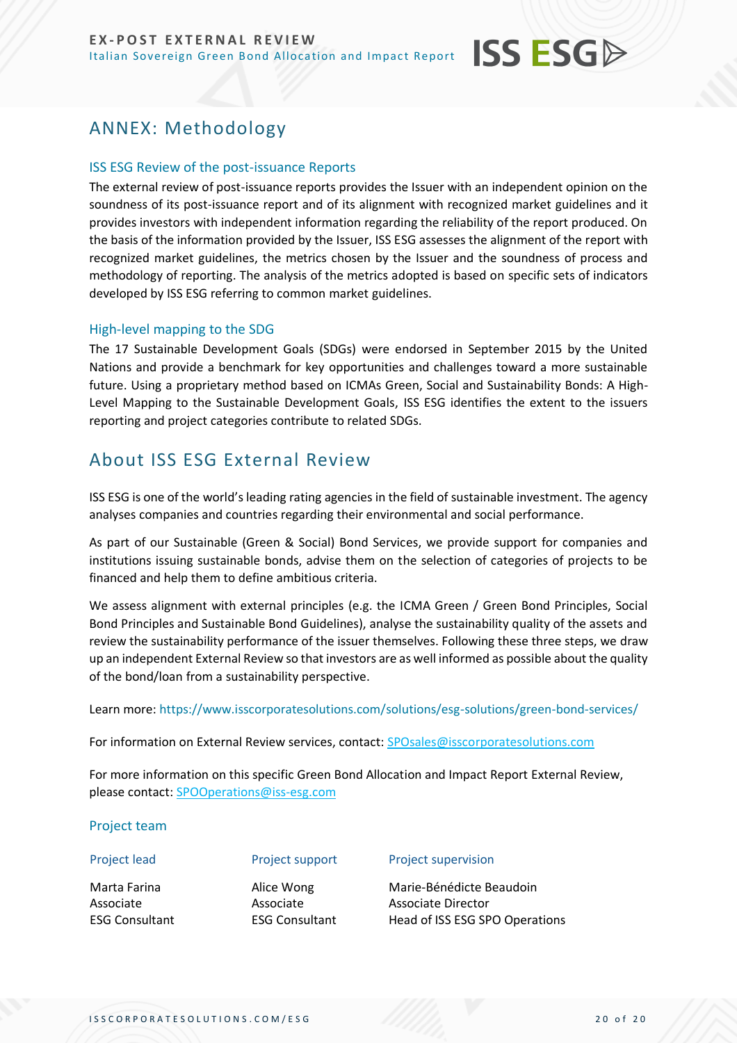# ANNEX: Methodology

### ISS ESG Review of the post-issuance Reports

The external review of post-issuance reports provides the Issuer with an independent opinion on the soundness of its post-issuance report and of its alignment with recognized market guidelines and it provides investors with independent information regarding the reliability of the report produced. On the basis of the information provided by the Issuer, ISS ESG assesses the alignment of the report with recognized market guidelines, the metrics chosen by the Issuer and the soundness of process and methodology of reporting. The analysis of the metrics adopted is based on specific sets of indicators developed by ISS ESG referring to common market guidelines.

### High-level mapping to the SDG

The 17 Sustainable Development Goals (SDGs) were endorsed in September 2015 by the United Nations and provide a benchmark for key opportunities and challenges toward a more sustainable future. Using a proprietary method based on ICMAs Green, Social and Sustainability Bonds: A High-Level Mapping to the Sustainable Development Goals, ISS ESG identifies the extent to the issuers reporting and project categories contribute to related SDGs.

# About ISS ESG External Review

ISS ESG is one of the world's leading rating agencies in the field of sustainable investment. The agency analyses companies and countries regarding their environmental and social performance.

As part of our Sustainable (Green & Social) Bond Services, we provide support for companies and institutions issuing sustainable bonds, advise them on the selection of categories of projects to be financed and help them to define ambitious criteria.

We assess alignment with external principles (e.g. the ICMA Green / Green Bond Principles, Social Bond Principles and Sustainable Bond Guidelines), analyse the sustainability quality of the assets and review the sustainability performance of the issuer themselves. Following these three steps, we draw up an independent External Review so that investors are as well informed as possible about the quality of the bond/loan from a sustainability perspective.

Learn more: https://www.isscorporatesolutions.com/solutions/esg-solutions/green-bond-services/

For information on External Review services, contact: SPOsales@isscorporatesolutions.com

For more information on this specific Green Bond Allocation and Impact Report External Review, please contact: SPOOperations@iss-esg.com

### Project team

| Project lead | Project support | Project supervision |
|---|---|---|
| Marta Farina<br>Associate<br>ESG Consultant | Alice Wong<br>Associate<br>ESG Consultant | Marie-Bénédicte Beaudoin<br>Associate Director<br>Head of ISS ESG SPO Operations |